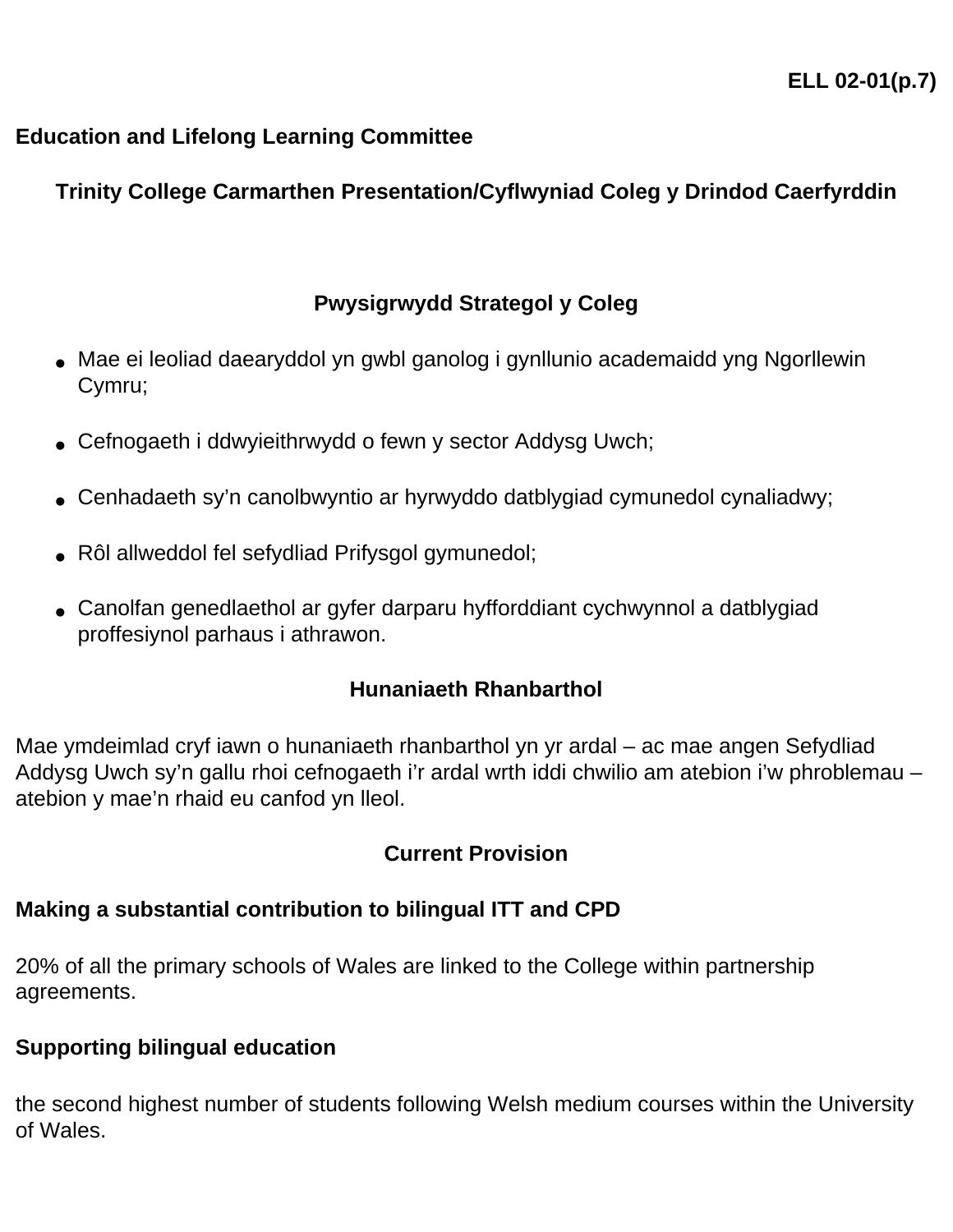**ELL 02-01(p.7)**

**Education and Lifelong Learning Committee**

## Trinity College Carmarthen Presentation/Cyflwyniad Coleg y Drindod Caerfyrddin

### Pwysigrwydd Strategol y Coleg

- Mae ei leoliad daearyddol yn gwbl ganolog i gynllunio academaidd yng Ngorllewin Cymru;
- Cefnogaeth i ddwyieithrwydd o fewn y sector Addysg Uwch;
- Cenhadaeth sy'n canolbwyntio ar hyrwyddo datblygiad cymunedol cynaliadwy;
- Rôl allweddol fel sefydliad Prifysgol gymunedol;
- Canolfan genedlaethol ar gyfer darparu hyfforddiant cychwynnol a datblygiad proffesiynol parhaus i athrawon.

### Hunaniaeth Rhanbarthol

Mae ymdeimlad cryf iawn o hunaniaeth rhanbarthol yn yr ardal – ac mae angen Sefydliad Addysg Uwch sy'n gallu rhoi cefnogaeth i'r ardal wrth iddi chwilio am atebion i'w phroblemau – atebion y mae'n rhaid eu canfod yn lleol.

### Current Provision

**Making a substantial contribution to bilingual ITT and CPD**

20% of all the primary schools of Wales are linked to the College within partnership agreements.

**Supporting bilingual education**

the second highest number of students following Welsh medium courses within the University of Wales.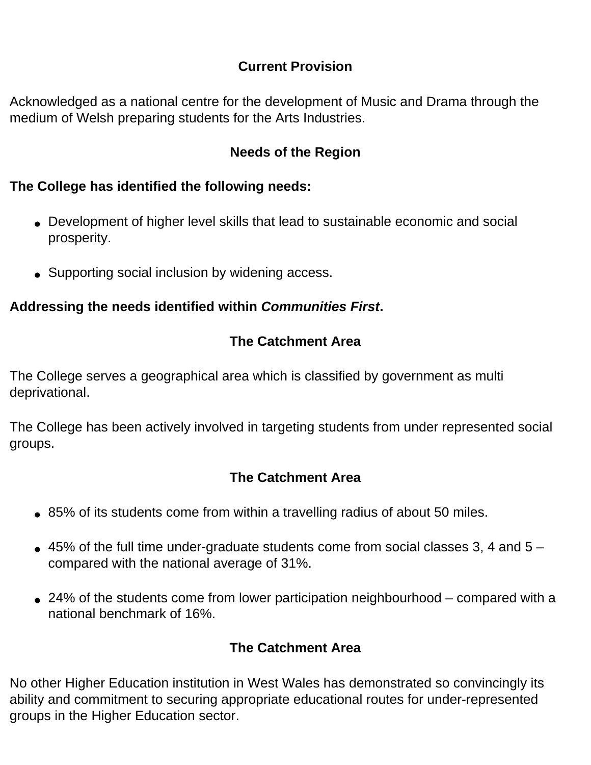## Current Provision

Acknowledged as a national centre for the development of Music and Drama through the medium of Welsh preparing students for the Arts Industries.

## Needs of the Region

**The College has identified the following needs:**

- Development of higher level skills that lead to sustainable economic and social prosperity.

- Supporting social inclusion by widening access.

**Addressing the needs identified within *Communities First*.**

## The Catchment Area

The College serves a geographical area which is classified by government as multi deprivational.

The College has been actively involved in targeting students from under represented social groups.

## The Catchment Area

- 85% of its students come from within a travelling radius of about 50 miles.

- 45% of the full time under-graduate students come from social classes 3, 4 and 5 – compared with the national average of 31%.

- 24% of the students come from lower participation neighbourhood – compared with a national benchmark of 16%.

## The Catchment Area

No other Higher Education institution in West Wales has demonstrated so convincingly its ability and commitment to securing appropriate educational routes for under-represented groups in the Higher Education sector.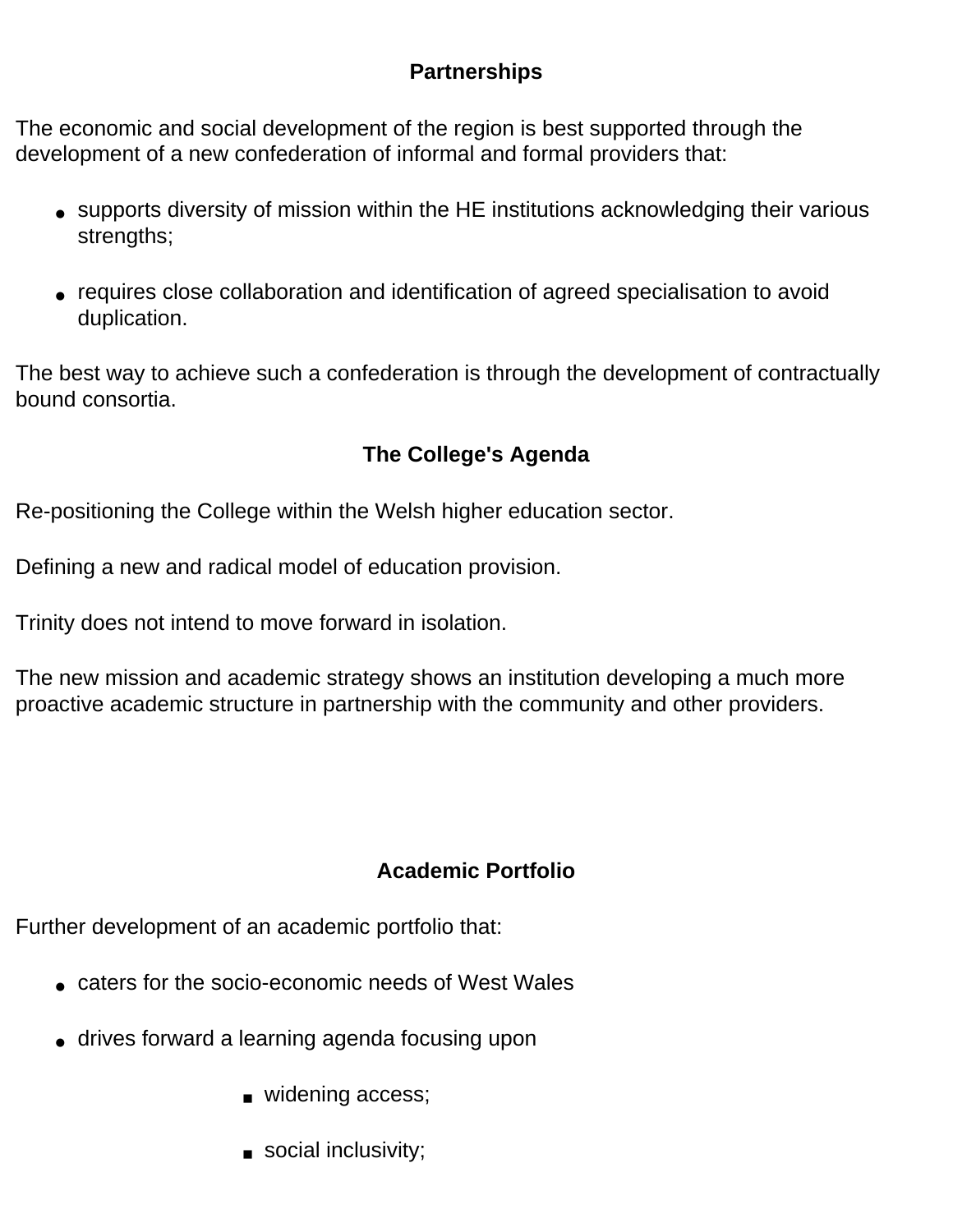## Partnerships

The economic and social development of the region is best supported through the development of a new confederation of informal and formal providers that:

- supports diversity of mission within the HE institutions acknowledging their various strengths;
- requires close collaboration and identification of agreed specialisation to avoid duplication.

The best way to achieve such a confederation is through the development of contractually bound consortia.

## The College's Agenda

Re-positioning the College within the Welsh higher education sector.

Defining a new and radical model of education provision.

Trinity does not intend to move forward in isolation.

The new mission and academic strategy shows an institution developing a much more proactive academic structure in partnership with the community and other providers.

## Academic Portfolio

Further development of an academic portfolio that:

- caters for the socio-economic needs of West Wales
- drives forward a learning agenda focusing upon
    - widening access;
    - social inclusivity;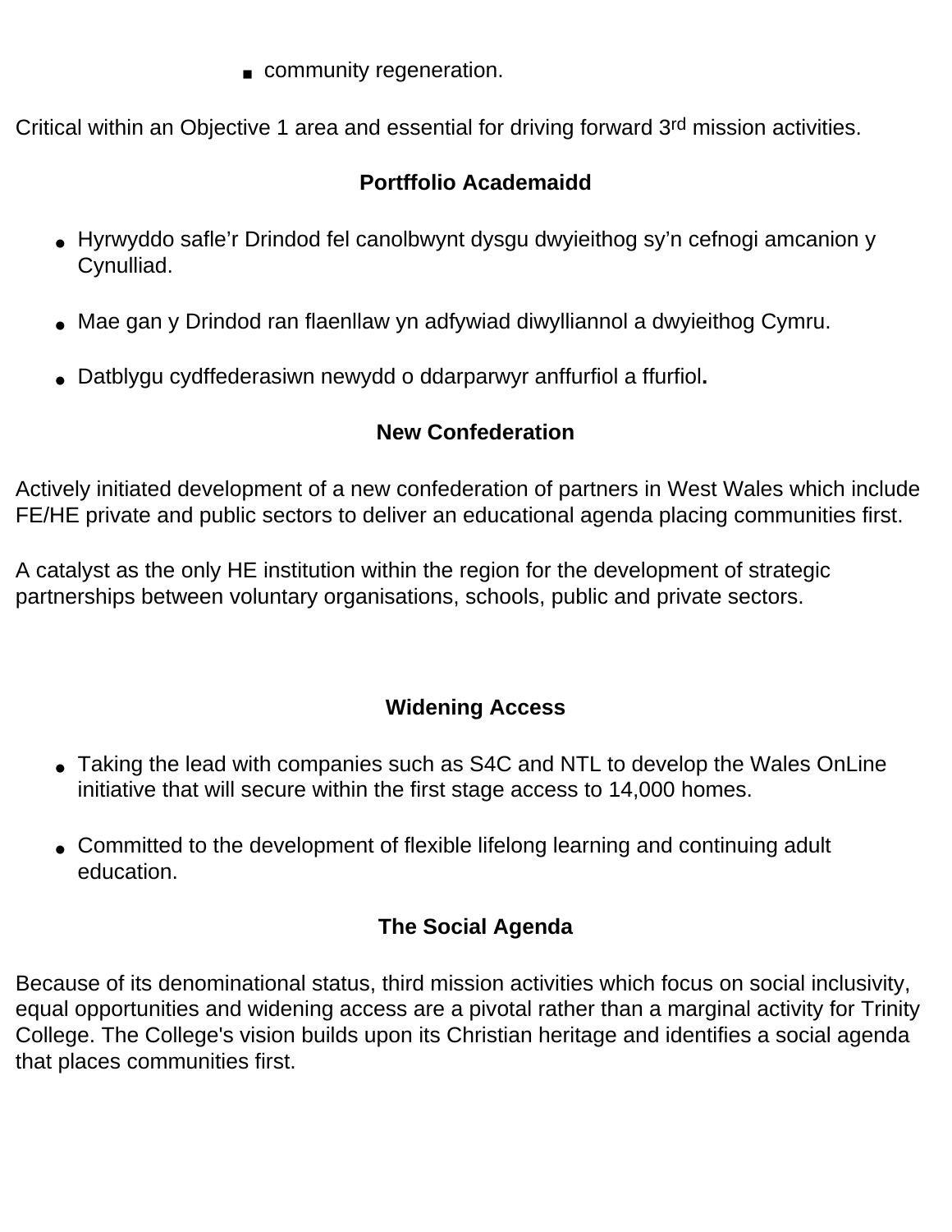- community regeneration.

Critical within an Objective 1 area and essential for driving forward 3rd mission activities.

## Portffolio Academaidd

- Hyrwyddo safle’r Drindod fel canolbwynt dysgu dwyieithog sy’n cefnogi amcanion y Cynulliad.

- Mae gan y Drindod ran flaenllaw yn adfywiad diwylliannol a dwyieithog Cymru.

- Datblygu cydffederasiwn newydd o ddarparwyr anffurfiol a ffurfiol**.**

## New Confederation

Actively initiated development of a new confederation of partners in West Wales which include FE/HE private and public sectors to deliver an educational agenda placing communities first.

A catalyst as the only HE institution within the region for the development of strategic partnerships between voluntary organisations, schools, public and private sectors.

## Widening Access

- Taking the lead with companies such as S4C and NTL to develop the Wales OnLine initiative that will secure within the first stage access to 14,000 homes.

- Committed to the development of flexible lifelong learning and continuing adult education.

## The Social Agenda

Because of its denominational status, third mission activities which focus on social inclusivity, equal opportunities and widening access are a pivotal rather than a marginal activity for Trinity College. The College's vision builds upon its Christian heritage and identifies a social agenda that places communities first.